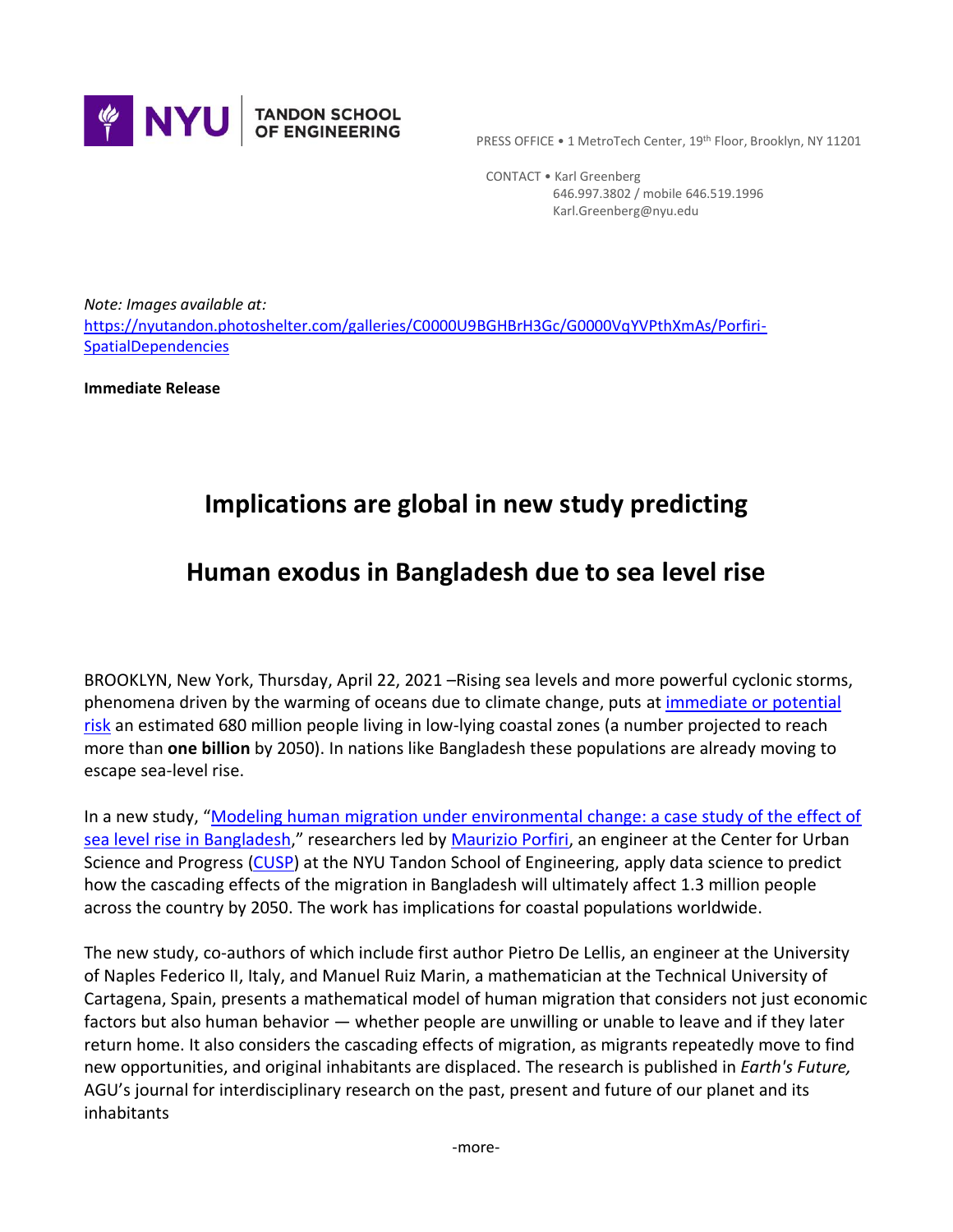NYU TANDON SCHOOL OF ENGINEERING

PRESS OFFICE • 1 MetroTech Center, 19th Floor, Brooklyn, NY 11201

CONTACT • Karl Greenberg
646.997.3802 / mobile 646.519.1996
Karl.Greenberg@nyu.edu

*Note: Images available at:*
https://nyutandon.photoshelter.com/galleries/C0000U9BGHBrH3Gc/G0000VqYVPthXmAs/Porfiri-SpatialDependencies

**Immediate Release**

# Implications are global in new study predicting Human exodus in Bangladesh due to sea level rise

BROOKLYN, New York, Thursday, April 22, 2021 –Rising sea levels and more powerful cyclonic storms, phenomena driven by the warming of oceans due to climate change, puts at immediate or potential risk an estimated 680 million people living in low-lying coastal zones (a number projected to reach more than **one billion** by 2050). In nations like Bangladesh these populations are already moving to escape sea-level rise.

In a new study, "Modeling human migration under environmental change: a case study of the effect of sea level rise in Bangladesh," researchers led by Maurizio Porfiri, an engineer at the Center for Urban Science and Progress (CUSP) at the NYU Tandon School of Engineering, apply data science to predict how the cascading effects of the migration in Bangladesh will ultimately affect 1.3 million people across the country by 2050. The work has implications for coastal populations worldwide.

The new study, co-authors of which include first author Pietro De Lellis, an engineer at the University of Naples Federico II, Italy, and Manuel Ruiz Marin, a mathematician at the Technical University of Cartagena, Spain, presents a mathematical model of human migration that considers not just economic factors but also human behavior — whether people are unwilling or unable to leave and if they later return home. It also considers the cascading effects of migration, as migrants repeatedly move to find new opportunities, and original inhabitants are displaced. The research is published in *Earth's Future,* AGU's journal for interdisciplinary research on the past, present and future of our planet and its inhabitants

-more-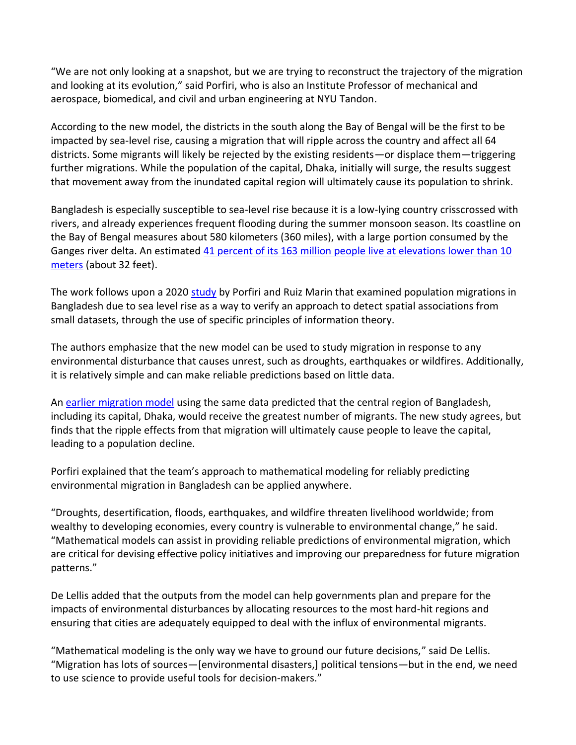"We are not only looking at a snapshot, but we are trying to reconstruct the trajectory of the migration and looking at its evolution," said Porfiri, who is also an Institute Professor of mechanical and aerospace, biomedical, and civil and urban engineering at NYU Tandon.

According to the new model, the districts in the south along the Bay of Bengal will be the first to be impacted by sea-level rise, causing a migration that will ripple across the country and affect all 64 districts. Some migrants will likely be rejected by the existing residents—or displace them—triggering further migrations. While the population of the capital, Dhaka, initially will surge, the results suggest that movement away from the inundated capital region will ultimately cause its population to shrink.

Bangladesh is especially susceptible to sea-level rise because it is a low-lying country crisscrossed with rivers, and already experiences frequent flooding during the summer monsoon season. Its coastline on the Bay of Bengal measures about 580 kilometers (360 miles), with a large portion consumed by the Ganges river delta. An estimated [41 percent of its 163 million people live at elevations lower than 10 meters] (about 32 feet).

The work follows upon a 2020 [study] by Porfiri and Ruiz Marin that examined population migrations in Bangladesh due to sea level rise as a way to verify an approach to detect spatial associations from small datasets, through the use of specific principles of information theory.

The authors emphasize that the new model can be used to study migration in response to any environmental disturbance that causes unrest, such as droughts, earthquakes or wildfires. Additionally, it is relatively simple and can make reliable predictions based on little data.

An [earlier migration model] using the same data predicted that the central region of Bangladesh, including its capital, Dhaka, would receive the greatest number of migrants. The new study agrees, but finds that the ripple effects from that migration will ultimately cause people to leave the capital, leading to a population decline.

Porfiri explained that the team's approach to mathematical modeling for reliably predicting environmental migration in Bangladesh can be applied anywhere.

"Droughts, desertification, floods, earthquakes, and wildfire threaten livelihood worldwide; from wealthy to developing economies, every country is vulnerable to environmental change," he said. "Mathematical models can assist in providing reliable predictions of environmental migration, which are critical for devising effective policy initiatives and improving our preparedness for future migration patterns."

De Lellis added that the outputs from the model can help governments plan and prepare for the impacts of environmental disturbances by allocating resources to the most hard-hit regions and ensuring that cities are adequately equipped to deal with the influx of environmental migrants.

"Mathematical modeling is the only way we have to ground our future decisions," said De Lellis. "Migration has lots of sources—[environmental disasters,] political tensions—but in the end, we need to use science to provide useful tools for decision-makers."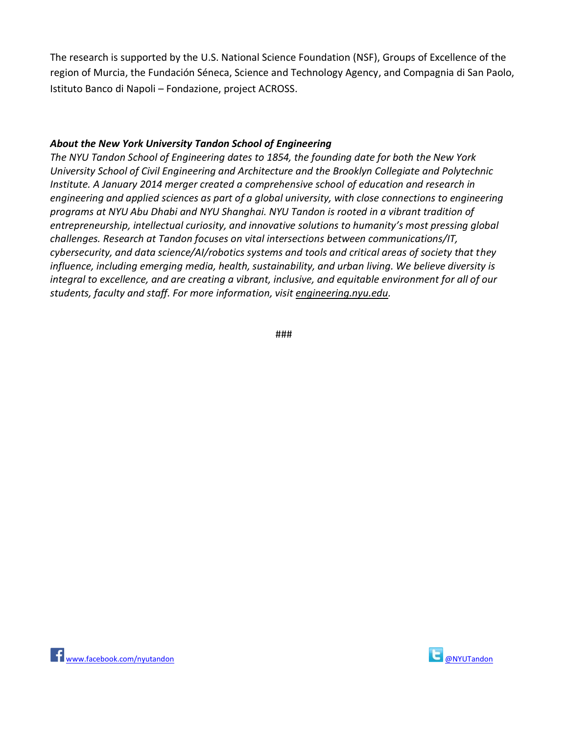The research is supported by the U.S. National Science Foundation (NSF), Groups of Excellence of the region of Murcia, the Fundación Séneca, Science and Technology Agency, and Compagnia di San Paolo, Istituto Banco di Napoli – Fondazione, project ACROSS.

***About the New York University Tandon School of Engineering***

*The NYU Tandon School of Engineering dates to 1854, the founding date for both the New York University School of Civil Engineering and Architecture and the Brooklyn Collegiate and Polytechnic Institute. A January 2014 merger created a comprehensive school of education and research in engineering and applied sciences as part of a global university, with close connections to engineering programs at NYU Abu Dhabi and NYU Shanghai. NYU Tandon is rooted in a vibrant tradition of entrepreneurship, intellectual curiosity, and innovative solutions to humanity's most pressing global challenges. Research at Tandon focuses on vital intersections between communications/IT, cybersecurity, and data science/AI/robotics systems and tools and critical areas of society that they influence, including emerging media, health, sustainability, and urban living. We believe diversity is integral to excellence, and are creating a vibrant, inclusive, and equitable environment for all of our students, faculty and staff. For more information, visit engineering.nyu.edu.*

###

www.facebook.com/nyutandon

@NYUTandon